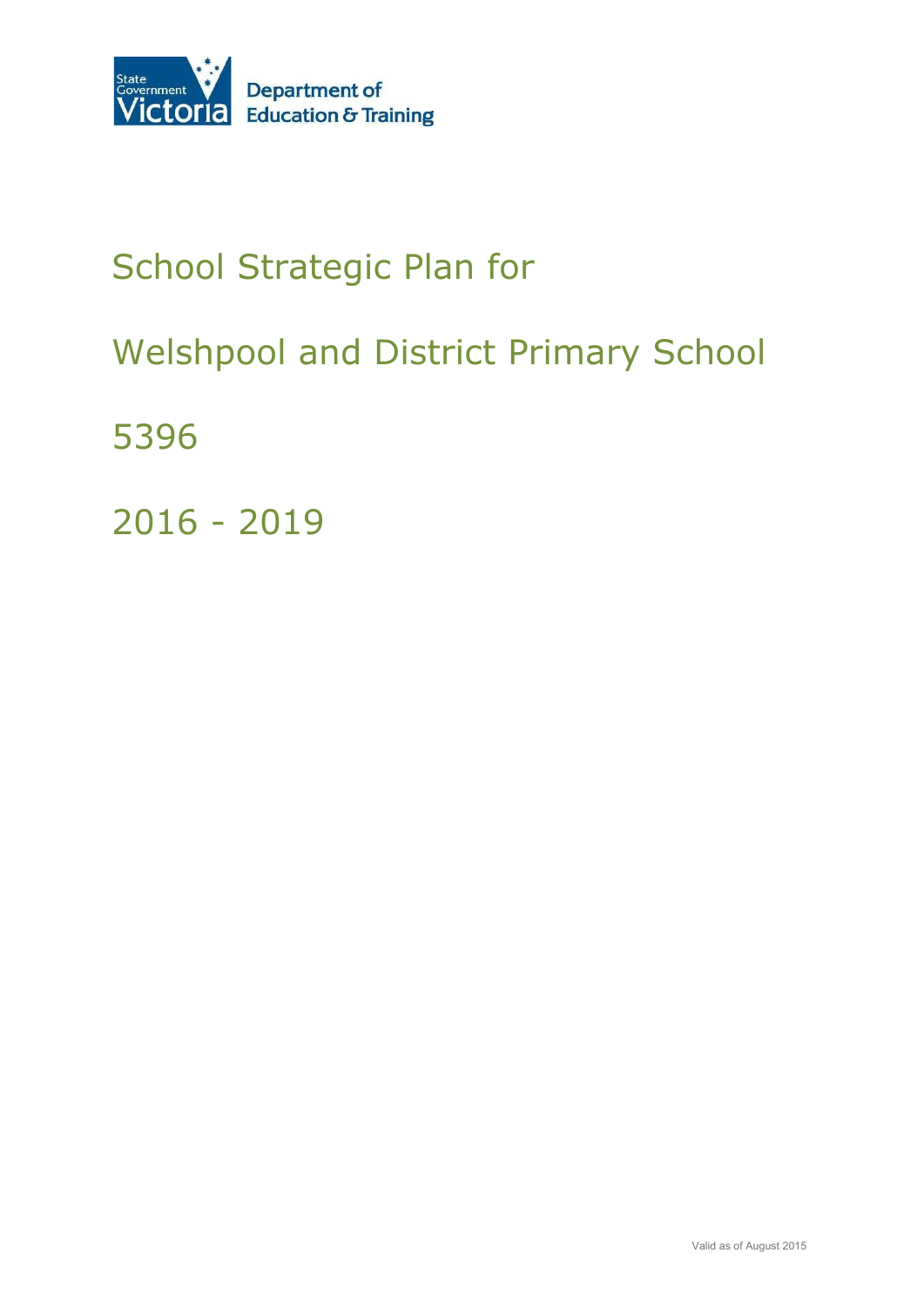State Government Victoria

Department of Education & Training

# School Strategic Plan for

# Welshpool and District Primary School

# 5396

# 2016 - 2019

Valid as of August 2015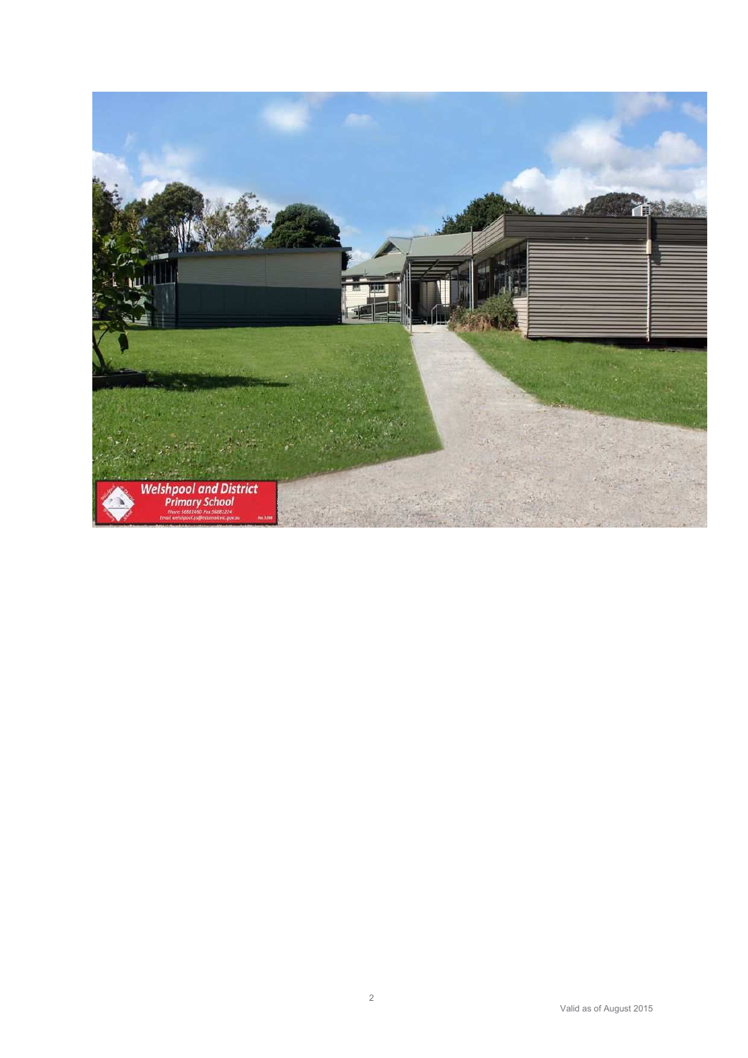Welshpool and District Primary School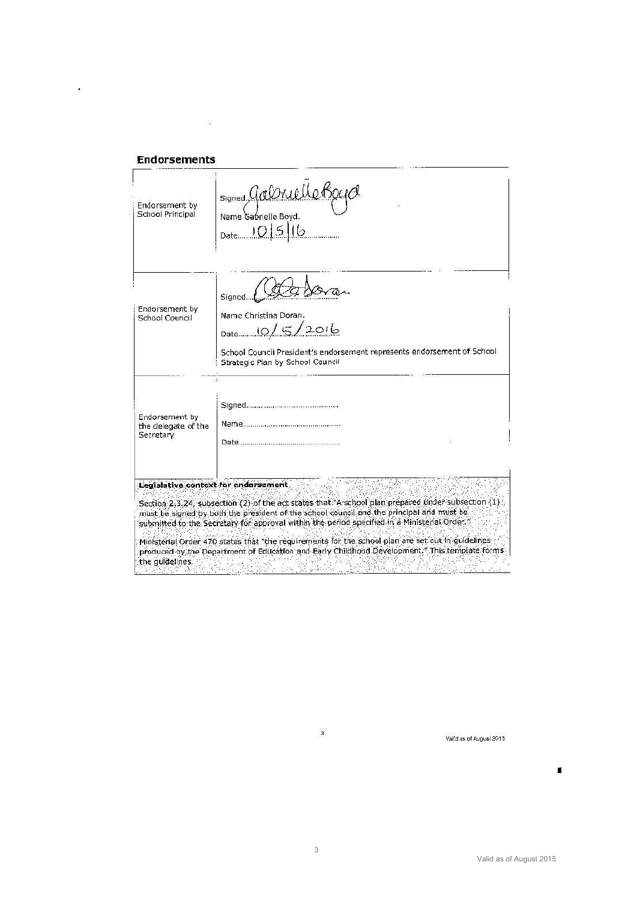## Endorsements

| | |
|---|---|
| Endorsement by School Principal | Signed Gabrielle Boyd<br>Name Gabrielle Boyd.<br>Date 10/5/16 |
| Endorsement by School Council | Signed C Doran<br>Name Christina Doran.<br>Date 10/5/2016<br>School Council President's endorsement represents endorsement of School Strategic Plan by School Council |
| Endorsement by the delegate of the Secretary | Signed...........................................<br>Name...........................................<br>Date........................................... |

**Legislative context for endorsement**

Section 2.3.24, subsection (2) of the act states that "A school plan prepared under subsection (1) must be signed by both the president of the school council and the principal and must be submitted to the Secretary for approval within the period specified in a Ministerial Order."

Ministerial Order 470 states that "the requirements for the school plan are set out in guidelines produced by the Department of Education and Early Childhood Development." This template forms the guidelines.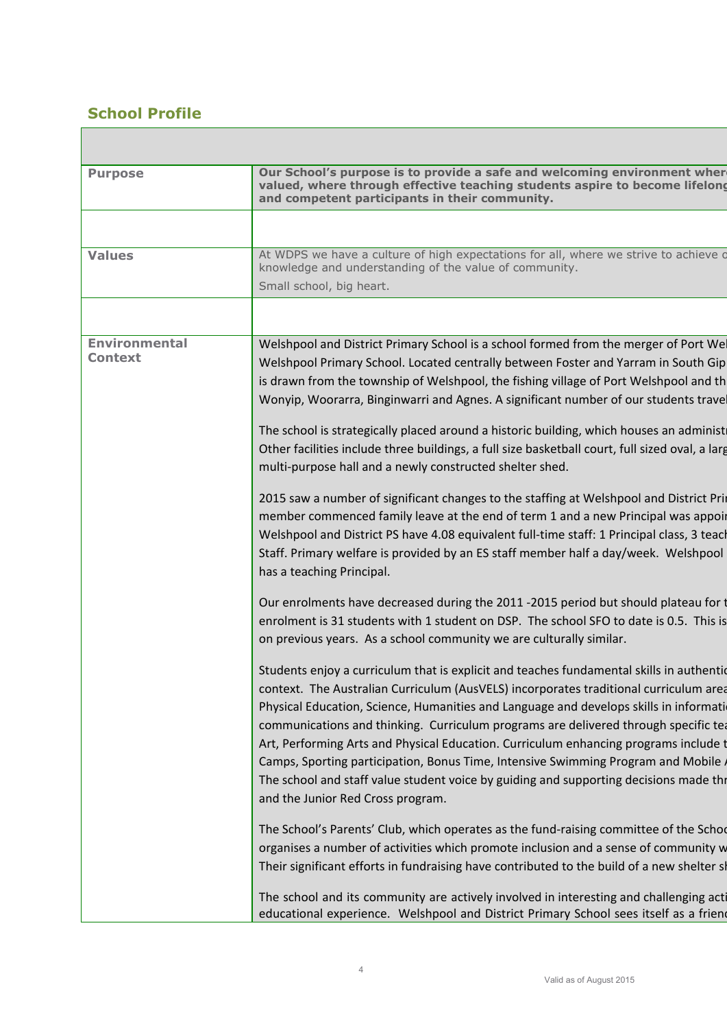## School Profile

| | |
|---|---|
| **Purpose** | **Our School's purpose is to provide a safe and welcoming environment where valued, where through effective teaching students aspire to become lifelong and competent participants in their community.** |
| | |
| **Values** | At WDPS we have a culture of high expectations for all, where we strive to achieve o knowledge and understanding of the value of community.<br><br>Small school, big heart. |
| | |
| **Environmental Context** | Welshpool and District Primary School is a school formed from the merger of Port Wel Welshpool Primary School. Located centrally between Foster and Yarram in South Gip is drawn from the township of Welshpool, the fishing village of Port Welshpool and th Wonyip, Woorarra, Binginwarri and Agnes. A significant number of our students travel<br><br>The school is strategically placed around a historic building, which houses an administr Other facilities include three buildings, a full size basketball court, full sized oval, a larg multi-purpose hall and a newly constructed shelter shed.<br><br>2015 saw a number of significant changes to the staffing at Welshpool and District Prin member commenced family leave at the end of term 1 and a new Principal was appoin Welshpool and District PS have 4.08 equivalent full-time staff: 1 Principal class, 3 teach Staff. Primary welfare is provided by an ES staff member half a day/week. Welshpool has a teaching Principal.<br><br>Our enrolments have decreased during the 2011 -2015 period but should plateau for t enrolment is 31 students with 1 student on DSP. The school SFO to date is 0.5. This is on previous years. As a school community we are culturally similar.<br><br>Students enjoy a curriculum that is explicit and teaches fundamental skills in authentic context. The Australian Curriculum (AusVELS) incorporates traditional curriculum area Physical Education, Science, Humanities and Language and develops skills in informatio communications and thinking. Curriculum programs are delivered through specific tea Art, Performing Arts and Physical Education. Curriculum enhancing programs include t Camps, Sporting participation, Bonus Time, Intensive Swimming Program and Mobile A The school and staff value student voice by guiding and supporting decisions made thr and the Junior Red Cross program.<br><br>The School's Parents' Club, which operates as the fund-raising committee of the Schoo organises a number of activities which promote inclusion and a sense of community w Their significant efforts in fundraising have contributed to the build of a new shelter sh<br><br>The school and its community are actively involved in interesting and challenging acti educational experience. Welshpool and District Primary School sees itself as a frienc |

Valid as of August 2015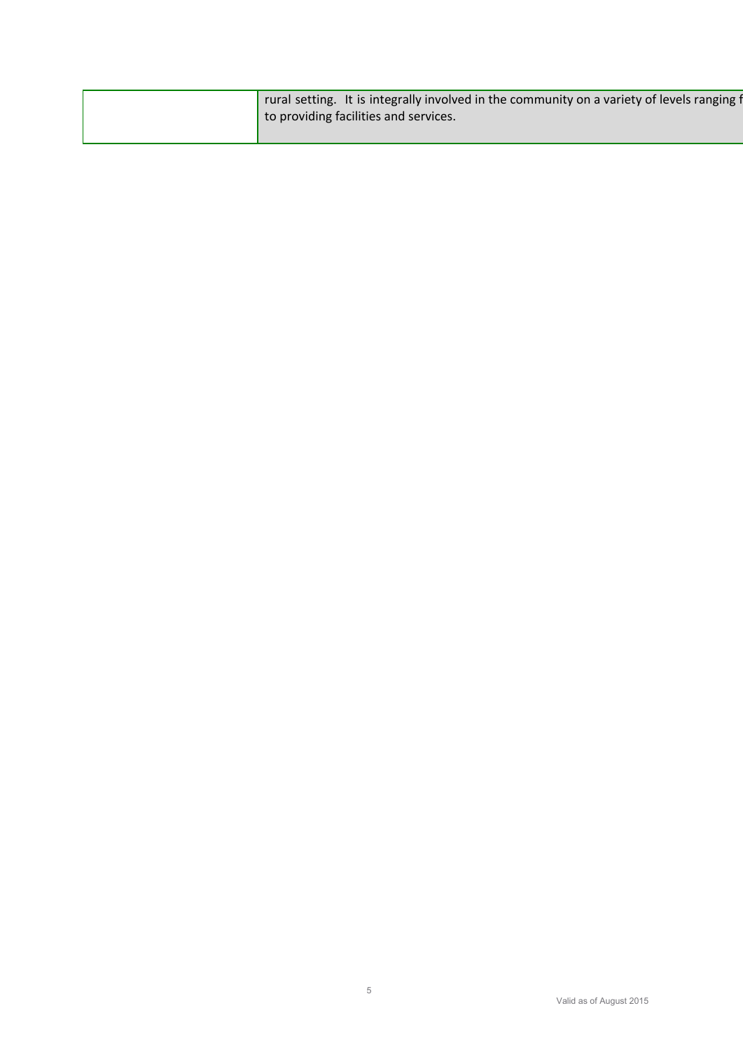| | |
|---|---|
| | rural setting. It is integrally involved in the community on a variety of levels ranging f to providing facilities and services. |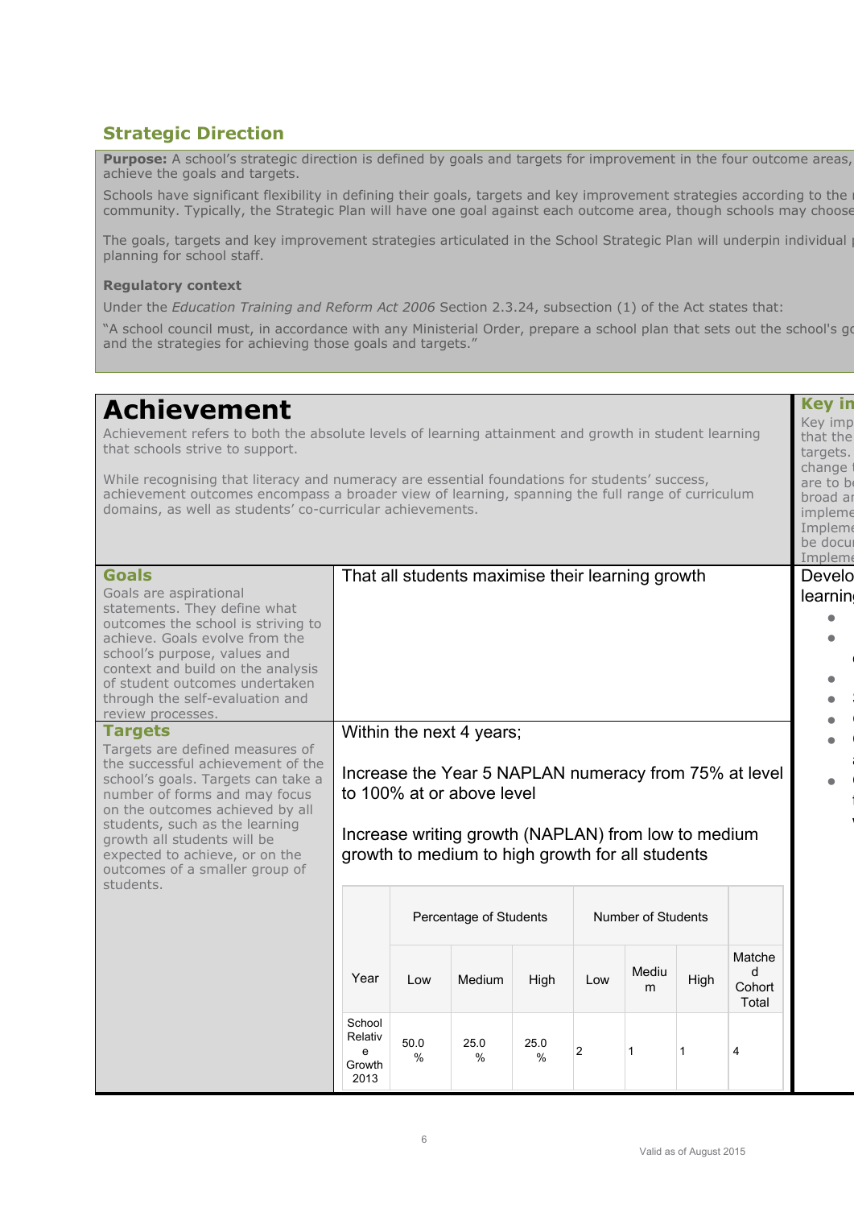## Strategic Direction

**Purpose:** A school's strategic direction is defined by goals and targets for improvement in the four outcome areas, achieve the goals and targets.

Schools have significant flexibility in defining their goals, targets and key improvement strategies according to the community. Typically, the Strategic Plan will have one goal against each outcome area, though schools may choose

The goals, targets and key improvement strategies articulated in the School Strategic Plan will underpin individual planning for school staff.

**Regulatory context**

Under the *Education Training and Reform Act 2006* Section 2.3.24, subsection (1) of the Act states that:

"A school council must, in accordance with any Ministerial Order, prepare a school plan that sets out the school's go and the strategies for achieving those goals and targets."

# Achievement

Achievement refers to both the absolute levels of learning attainment and growth in student learning that schools strive to support.

While recognising that literacy and numeracy are essential foundations for students' success, achievement outcomes encompass a broader view of learning, spanning the full range of curriculum domains, as well as students' co-curricular achievements.

**Key in**

Key imp that the targets. change are to be broad ar impleme Impleme be docu Impleme

### Goals

Goals are aspirational statements. They define what outcomes the school is striving to achieve. Goals evolve from the school's purpose, values and context and build on the analysis of student outcomes undertaken through the self-evaluation and review processes.

That all students maximise their learning growth

Develo learnin

### Targets

Targets are defined measures of the successful achievement of the school's goals. Targets can take a number of forms and may focus on the outcomes achieved by all students, such as the learning growth all students will be expected to achieve, or on the outcomes of a smaller group of students.

Within the next 4 years;

Increase the Year 5 NAPLAN numeracy from 75% at level to 100% at or above level

Increase writing growth (NAPLAN) from low to medium growth to medium to high growth for all students

| Year | Percentage of Students | | | Number of Students | | | |
|---|---|---|---|---|---|---|---|
| | Low | Medium | High | Low | Medium | High | Matched Cohort Total |
| School Relative Growth 2013 | 50.0 % | 25.0 % | 25.0 % | 2 | 1 | 1 | 4 |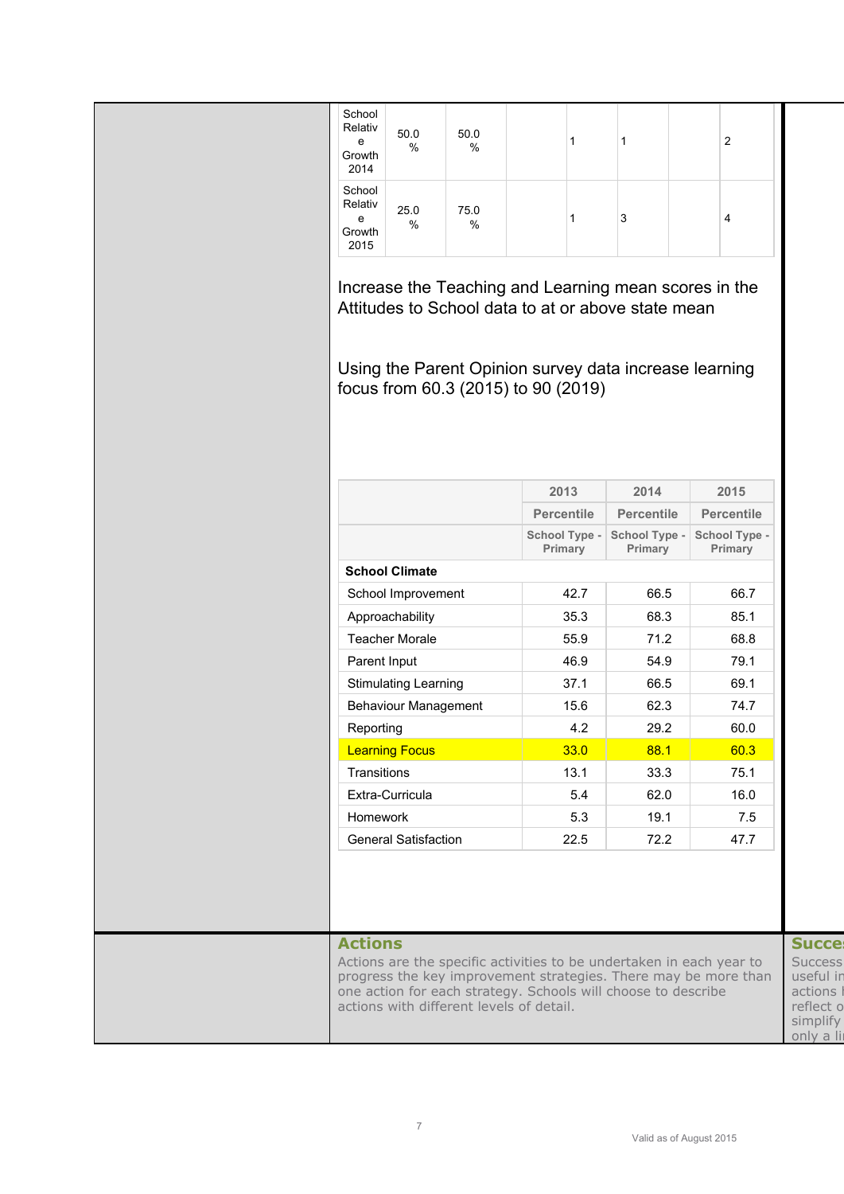| | | | | | | | |
|---|---|---|---|---|---|---|---|
| School Relative Growth 2014 | 50.0 % | 50.0 % | | 1 | 1 | | 2 |
| School Relative Growth 2015 | 25.0 % | 75.0 % | | 1 | 3 | | 4 |

Increase the Teaching and Learning mean scores in the Attitudes to School data to at or above state mean

Using the Parent Opinion survey data increase learning focus from 60.3 (2015) to 90 (2019)

| | 2013 | 2014 | 2015 |
|---|---|---|---|
| | Percentile | Percentile | Percentile |
| | School Type - Primary | School Type - Primary | School Type - Primary |
| **School Climate** | | | |
| School Improvement | 42.7 | 66.5 | 66.7 |
| Approachability | 35.3 | 68.3 | 85.1 |
| Teacher Morale | 55.9 | 71.2 | 68.8 |
| Parent Input | 46.9 | 54.9 | 79.1 |
| Stimulating Learning | 37.1 | 66.5 | 69.1 |
| Behaviour Management | 15.6 | 62.3 | 74.7 |
| Reporting | 4.2 | 29.2 | 60.0 |
| Learning Focus | 33.0 | 88.1 | 60.3 |
| Transitions | 13.1 | 33.3 | 75.1 |
| Extra-Curricula | 5.4 | 62.0 | 16.0 |
| Homework | 5.3 | 19.1 | 7.5 |
| General Satisfaction | 22.5 | 72.2 | 47.7 |

## Actions

Actions are the specific activities to be undertaken in each year to progress the key improvement strategies. There may be more than one action for each strategy. Schools will choose to describe actions with different levels of detail.

## Succe

Success useful in actions reflect o simplify only a li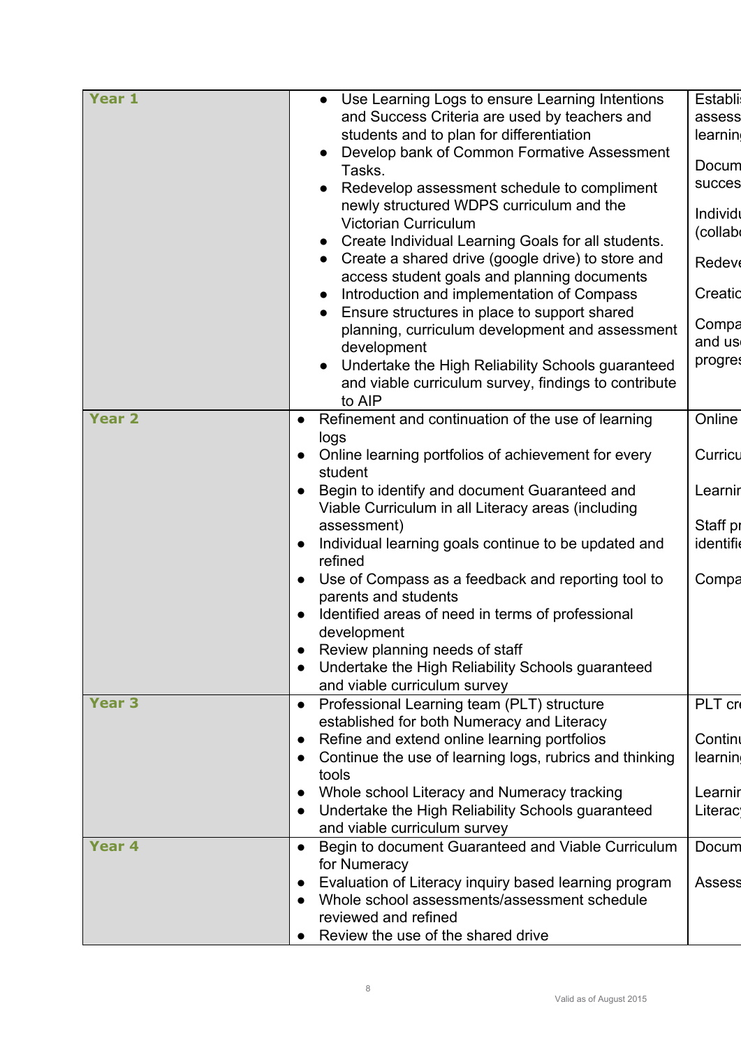| | | |
|---|---|---|
| **Year 1** | • Use Learning Logs to ensure Learning Intentions and Success Criteria are used by teachers and students and to plan for differentiation<br>• Develop bank of Common Formative Assessment Tasks.<br>• Redevelop assessment schedule to compliment newly structured WDPS curriculum and the Victorian Curriculum<br>• Create Individual Learning Goals for all students.<br>• Create a shared drive (google drive) to store and access student goals and planning documents<br>• Introduction and implementation of Compass<br>• Ensure structures in place to support shared planning, curriculum development and assessment development<br>• Undertake the High Reliability Schools guaranteed and viable curriculum survey, findings to contribute to AIP | Establi assess learnin<br><br>Docum succes<br><br>Individu (collab<br><br>Redeve<br><br>Creatio<br><br>Compa and us progres |
| **Year 2** | • Refinement and continuation of the use of learning logs<br>• Online learning portfolios of achievement for every student<br>• Begin to identify and document Guaranteed and Viable Curriculum in all Literacy areas (including assessment)<br>• Individual learning goals continue to be updated and refined<br>• Use of Compass as a feedback and reporting tool to parents and students<br>• Identified areas of need in terms of professional development<br>• Review planning needs of staff<br>• Undertake the High Reliability Schools guaranteed and viable curriculum survey | Online<br><br>Curricu<br><br>Learnir<br><br>Staff pr identifie<br><br>Compa |
| **Year 3** | • Professional Learning team (PLT) structure established for both Numeracy and Literacy<br>• Refine and extend online learning portfolios<br>• Continue the use of learning logs, rubrics and thinking tools<br>• Whole school Literacy and Numeracy tracking<br>• Undertake the High Reliability Schools guaranteed and viable curriculum survey | PLT cr<br><br>Continu learning<br><br>Learnir Literacy |
| **Year 4** | • Begin to document Guaranteed and Viable Curriculum for Numeracy<br>• Evaluation of Literacy inquiry based learning program<br>• Whole school assessments/assessment schedule reviewed and refined<br>• Review the use of the shared drive | Docum<br><br>Assess |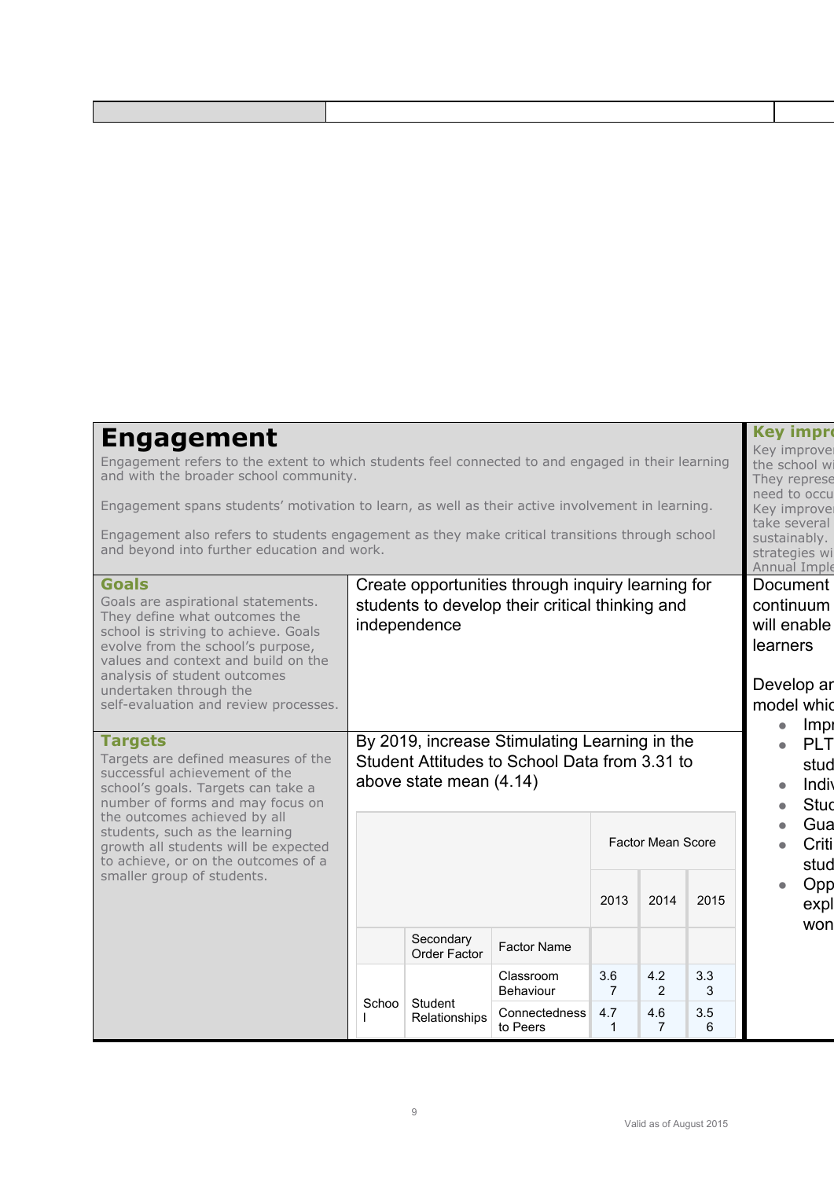## Engagement

Engagement refers to the extent to which students feel connected to and engaged in their learning and with the broader school community.

Engagement spans students' motivation to learn, as well as their active involvement in learning.

Engagement also refers to students engagement as they make critical transitions through school and beyond into further education and work.

### Goals

Goals are aspirational statements. They define what outcomes the school is striving to achieve. Goals evolve from the school's purpose, values and context and build on the analysis of student outcomes undertaken through the self-evaluation and review processes.

Create opportunities through inquiry learning for students to develop their critical thinking and independence

### Targets

Targets are defined measures of the successful achievement of the school's goals. Targets can take a number of forms and may focus on the outcomes achieved by all students, such as the learning growth all students will be expected to achieve, or on the outcomes of a smaller group of students.

By 2019, increase Stimulating Learning in the Student Attitudes to School Data from 3.31 to above state mean (4.14)

| | | | Factor Mean Score | | |
|---|---|---|---|---|---|
| | | | 2013 | 2014 | 2015 |
| | Secondary Order Factor | Factor Name | | | |
| School | Student Relationships | Classroom Behaviour | 3.67 | 4.22 | 3.33 |
| | | Connectedness to Peers | 4.71 | 4.67 | 3.56 |

### Key impro

Key improve the school wi They represe need to occu Key improve take several sustainably. strategies wi Annual Imple

Document continuum will enable learners

Develop ar model whic

- Impr
- PLT stud
- Indiv
- Stuc
- Gua
- Criti stud
- Opp expl won

Valid as of August 2015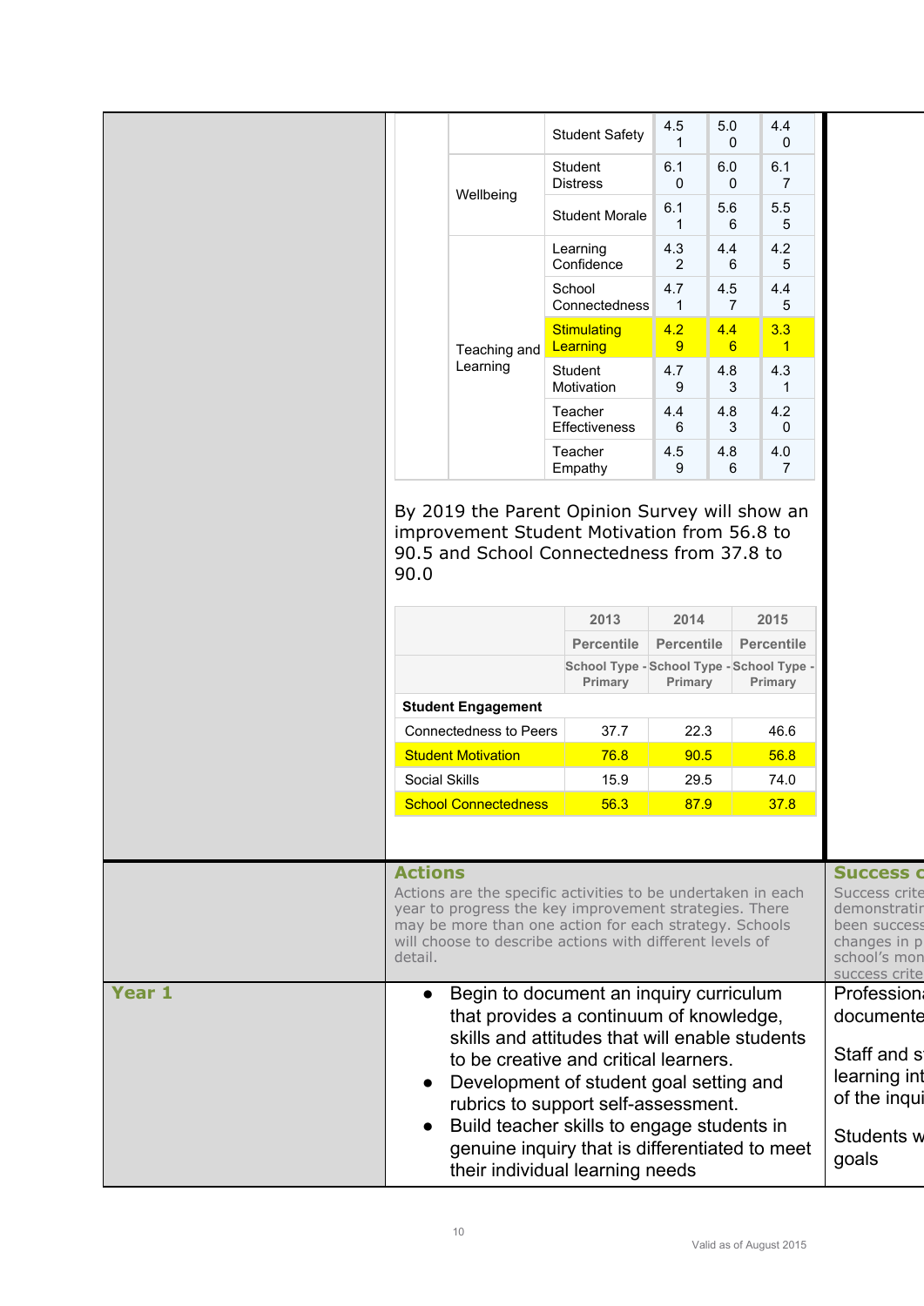| | | | | |
|---|---|---|---|---|
| | Student Safety | 4.51 | 5.00 | 4.40 |
| Wellbeing | Student Distress | 6.10 | 6.00 | 6.17 |
| | Student Morale | 6.11 | 5.66 | 5.55 |
| Teaching and Learning | Learning Confidence | 4.32 | 4.46 | 4.25 |
| | School Connectedness | 4.71 | 4.57 | 4.45 |
| | Stimulating Learning | 4.29 | 4.46 | 3.31 |
| | Student Motivation | 4.79 | 4.83 | 4.31 |
| | Teacher Effectiveness | 4.46 | 4.83 | 4.20 |
| | Teacher Empathy | 4.59 | 4.86 | 4.07 |

By 2019 the Parent Opinion Survey will show an improvement Student Motivation from 56.8 to 90.5 and School Connectedness from 37.8 to 90.0

| | 2013 | 2014 | 2015 |
|---|---|---|---|
| | Percentile | Percentile | Percentile |
| | School Type - Primary | School Type - Primary | School Type - Primary |
| **Student Engagement** | | | |
| Connectedness to Peers | 37.7 | 22.3 | 46.6 |
| Student Motivation | 76.8 | 90.5 | 56.8 |
| Social Skills | 15.9 | 29.5 | 74.0 |
| School Connectedness | 56.3 | 87.9 | 37.8 |

| | **Actions** | **Success c** |
|---|---|---|
| | Actions are the specific activities to be undertaken in each year to progress the key improvement strategies. There may be more than one action for each strategy. Schools will choose to describe actions with different levels of detail. | Success crite demonstratin been success changes in p school's mon success crite |
| **Year 1** | • Begin to document an inquiry curriculum that provides a continuum of knowledge, skills and attitudes that will enable students to be creative and critical learners.<br>• Development of student goal setting and rubrics to support self-assessment.<br>• Build teacher skills to engage students in genuine inquiry that is differentiated to meet their individual learning needs | Professiona documente<br><br>Staff and s learning int of the inqui<br><br>Students w goals |

Valid as of August 2015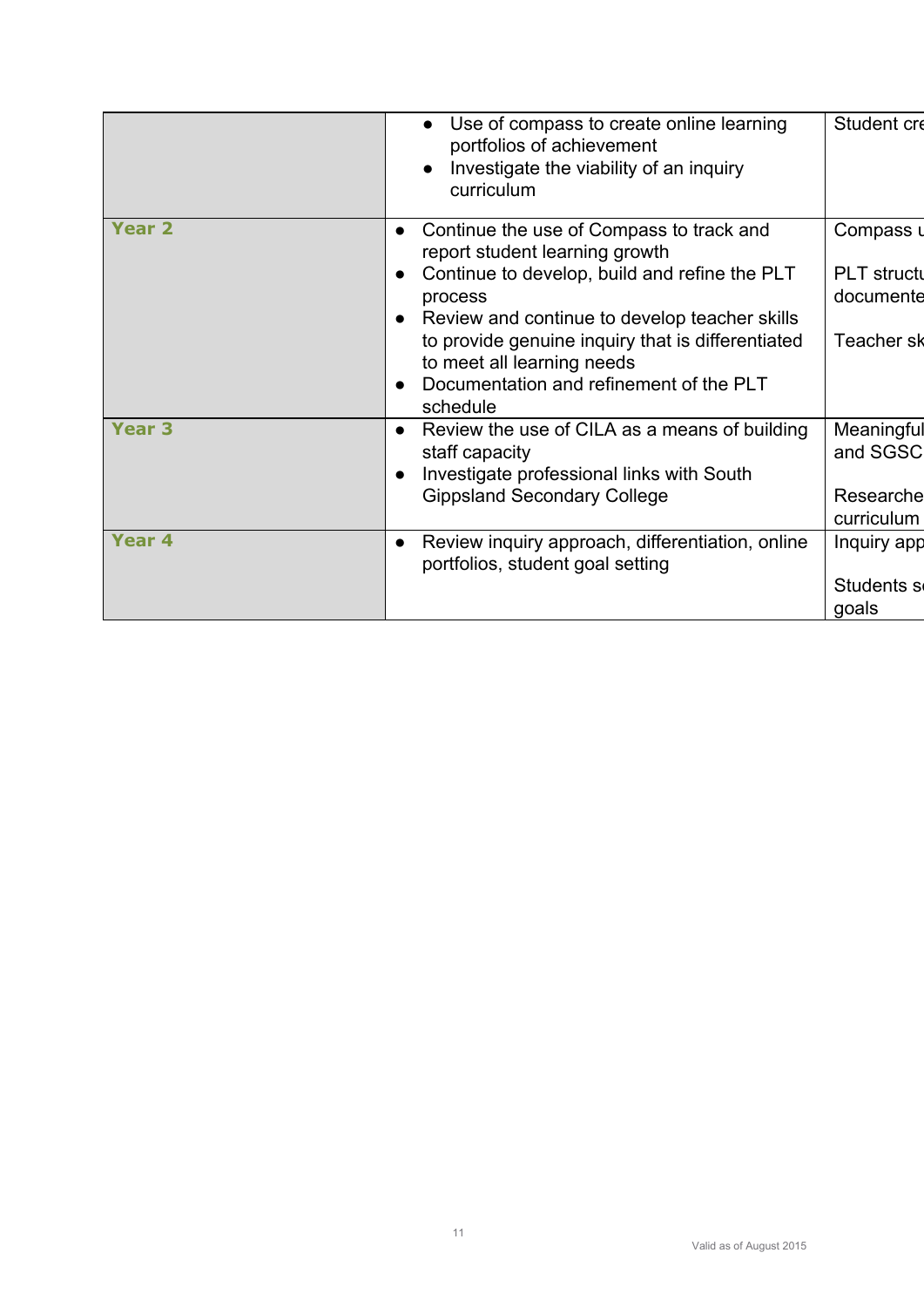| | | |
|---|---|---|
| | • Use of compass to create online learning portfolios of achievement<br>• Investigate the viability of an inquiry curriculum | Student cre |
| **Year 2** | • Continue the use of Compass to track and report student learning growth<br>• Continue to develop, build and refine the PLT process<br>• Review and continue to develop teacher skills to provide genuine inquiry that is differentiated to meet all learning needs<br>• Documentation and refinement of the PLT schedule | Compass u<br><br>PLT structu documente<br><br>Teacher sk |
| **Year 3** | • Review the use of CILA as a means of building staff capacity<br>• Investigate professional links with South Gippsland Secondary College | Meaningful and SGSC<br><br>Researche curriculum |
| **Year 4** | • Review inquiry approach, differentiation, online portfolios, student goal setting | Inquiry app<br><br>Students s goals |

Valid as of August 2015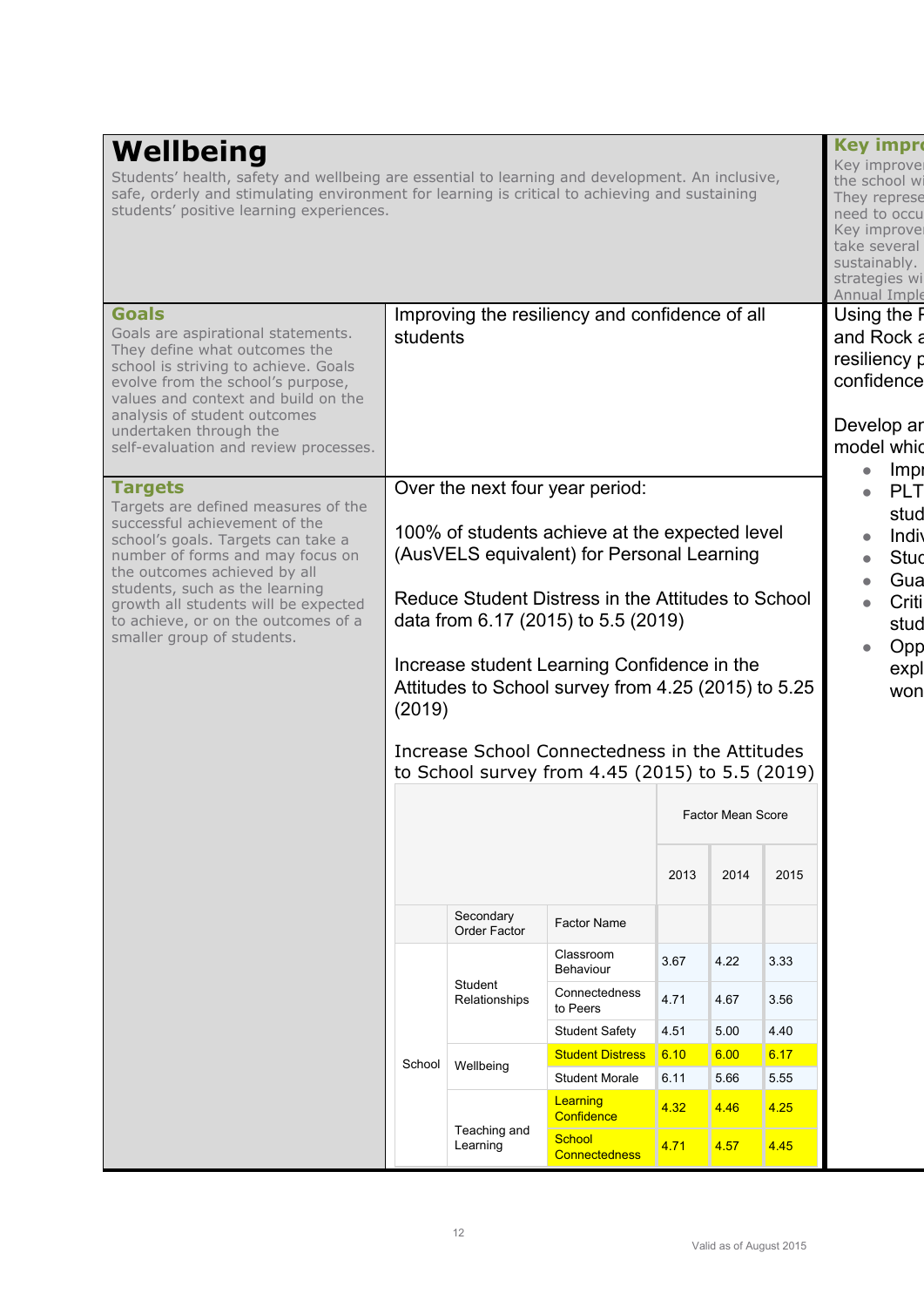# Wellbeing

Students' health, safety and wellbeing are essential to learning and development. An inclusive, safe, orderly and stimulating environment for learning is critical to achieving and sustaining students' positive learning experiences.

## Goals

Goals are aspirational statements. They define what outcomes the school is striving to achieve. Goals evolve from the school's purpose, values and context and build on the analysis of student outcomes undertaken through the self-evaluation and review processes.

Improving the resiliency and confidence of all students

## Targets

Targets are defined measures of the successful achievement of the school's goals. Targets can take a number of forms and may focus on the outcomes achieved by all students, such as the learning growth all students will be expected to achieve, or on the outcomes of a smaller group of students.

Over the next four year period:

100% of students achieve at the expected level (AusVELS equivalent) for Personal Learning

Reduce Student Distress in the Attitudes to School data from 6.17 (2015) to 5.5 (2019)

Increase student Learning Confidence in the Attitudes to School survey from 4.25 (2015) to 5.25 (2019)

Increase School Connectedness in the Attitudes to School survey from 4.45 (2015) to 5.5 (2019)

| | | | Factor Mean Score | | |
|---|---|---|---|---|---|
| | | | 2013 | 2014 | 2015 |
| | Secondary Order Factor | Factor Name | | | |
| School | Student Relationships | Classroom Behaviour | 3.67 | 4.22 | 3.33 |
| | | Connectedness to Peers | 4.71 | 4.67 | 3.56 |
| | | Student Safety | 4.51 | 5.00 | 4.40 |
| | Wellbeing | Student Distress | 6.10 | 6.00 | 6.17 |
| | | Student Morale | 6.11 | 5.66 | 5.55 |
| | Teaching and Learning | Learning Confidence | 4.32 | 4.46 | 4.25 |
| | | School Connectedness | 4.71 | 4.57 | 4.45 |

## Key impro

Key improve
the school wi
They represe
need to occu
Key improve
take several
sustainably.
strategies wi
Annual Imple

Using the F
and Rock a
resiliency p
confidence

Develop ar
model whic

- Impr
- PLT
  stud
- Indi
- Stuc
- Gua
- Criti
  stud
- Opp
  expl
  won

Valid as of August 2015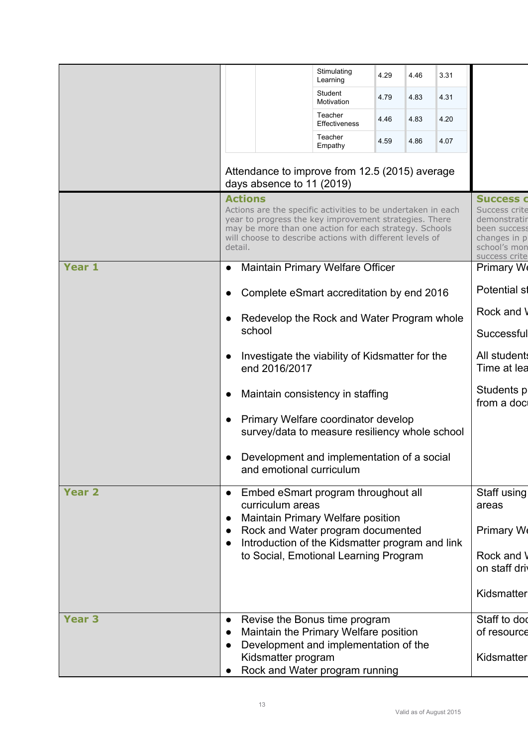| | | | | | |
|---|---|---|---|---|---|
| | | Stimulating Learning | 4.29 | 4.46 | 3.31 |
| | | Student Motivation | 4.79 | 4.83 | 4.31 |
| | | Teacher Effectiveness | 4.46 | 4.83 | 4.20 |
| | | Teacher Empathy | 4.59 | 4.86 | 4.07 |

Attendance to improve from 12.5 (2015) average days absence to 11 (2019)

| | Actions<br>Actions are the specific activities to be undertaken in each year to progress the key improvement strategies. There may be more than one action for each strategy. Schools will choose to describe actions with different levels of detail. | Success c<br>Success crite demonstratin been success changes in p school's mon success crite |
|---|---|---|
| **Year 1** | • Maintain Primary Welfare Officer<br>• Complete eSmart accreditation by end 2016<br>• Redevelop the Rock and Water Program whole school<br>• Investigate the viability of Kidsmatter for the end 2016/2017<br>• Maintain consistency in staffing<br>• Primary Welfare coordinator develop survey/data to measure resiliency whole school<br>• Development and implementation of a social and emotional curriculum | Primary We<br>Potential st<br>Rock and W<br>Successful<br>All students Time at lea<br>Students p from a docu |
| **Year 2** | • Embed eSmart program throughout all curriculum areas<br>• Maintain Primary Welfare position<br>• Rock and Water program documented<br>• Introduction of the Kidsmatter program and link to Social, Emotional Learning Program | Staff using areas<br>Primary We<br>Rock and W on staff driv<br>Kidsmatter |
| **Year 3** | • Revise the Bonus time program<br>• Maintain the Primary Welfare position<br>• Development and implementation of the Kidsmatter program<br>• Rock and Water program running | Staff to doc of resource<br>Kidsmatter |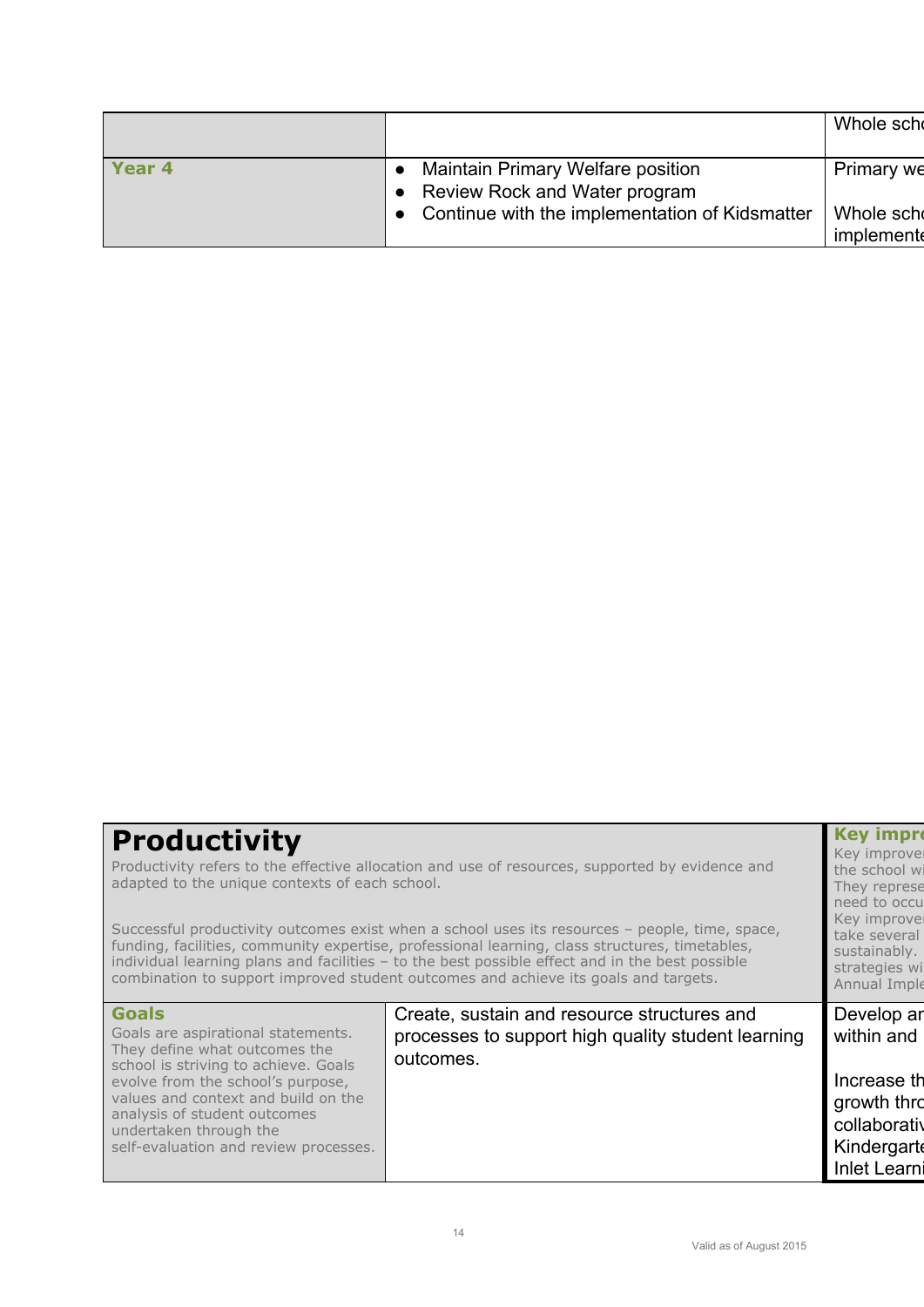| | | Whole scho |
|---|---|---|
| **Year 4** | ● Maintain Primary Welfare position<br>● Review Rock and Water program<br>● Continue with the implementation of Kidsmatter | Primary we<br><br>Whole scho implemente |

| **Productivity**<br>Productivity refers to the effective allocation and use of resources, supported by evidence and adapted to the unique contexts of each school.<br><br>Successful productivity outcomes exist when a school uses its resources – people, time, space, funding, facilities, community expertise, professional learning, class structures, timetables, individual learning plans and facilities – to the best possible effect and in the best possible combination to support improved student outcomes and achieve its goals and targets. | | **Key impro**<br>Key improve the school wi They represe need to occu Key improve take several sustainably. strategies wi Annual Imple |
|---|---|---|
| **Goals**<br>Goals are aspirational statements. They define what outcomes the school is striving to achieve. Goals evolve from the school's purpose, values and context and build on the analysis of student outcomes undertaken through the self-evaluation and review processes. | Create, sustain and resource structures and processes to support high quality student learning outcomes. | Develop ar within and<br><br>Increase th growth thro collaborativ Kindergarte Inlet Learni |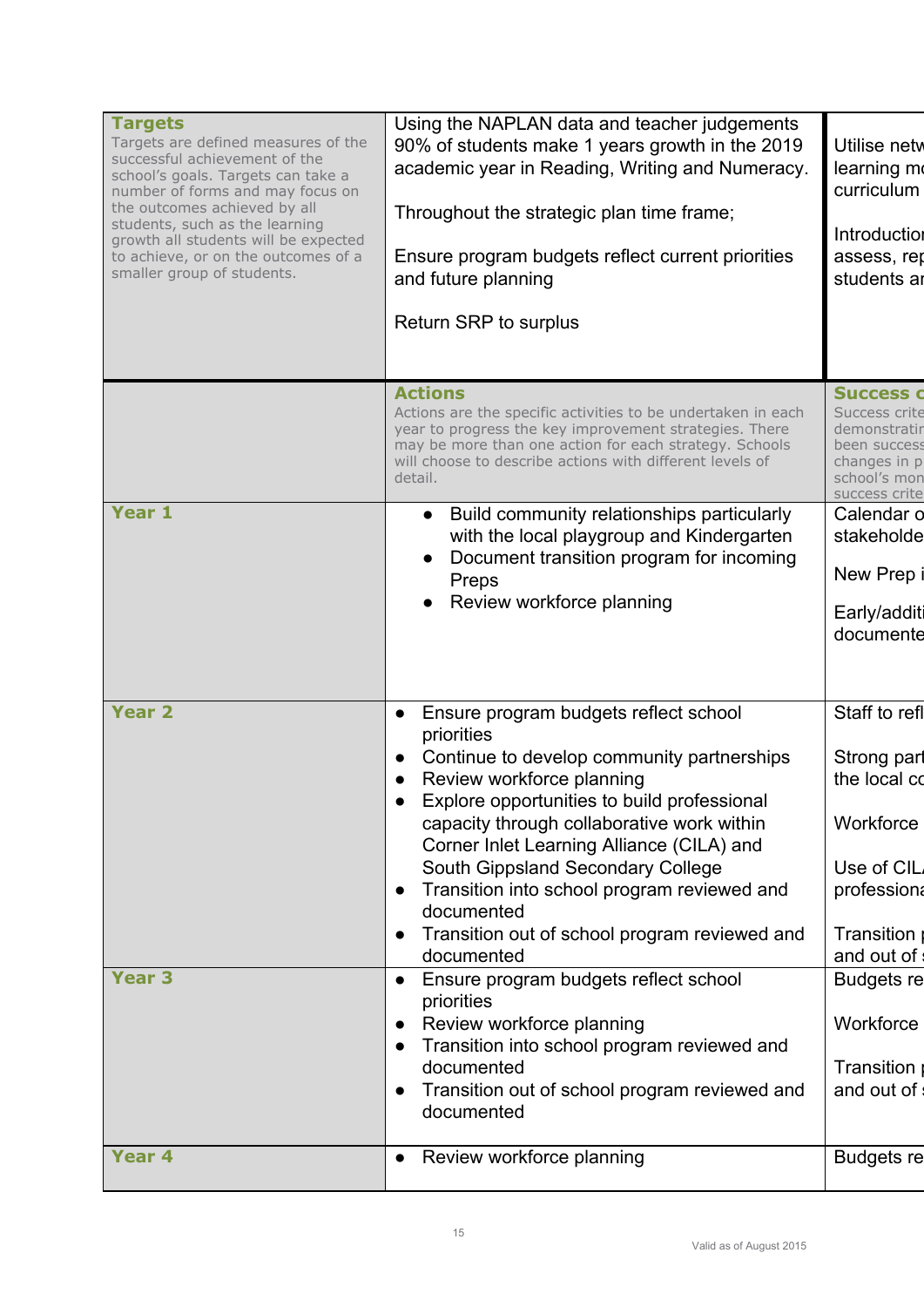| **Targets**<br>Targets are defined measures of the successful achievement of the school's goals. Targets can take a number of forms and may focus on the outcomes achieved by all students, such as the learning growth all students will be expected to achieve, or on the outcomes of a smaller group of students. | Using the NAPLAN data and teacher judgements 90% of students make 1 years growth in the 2019 academic year in Reading, Writing and Numeracy.<br><br>Throughout the strategic plan time frame;<br><br>Ensure program budgets reflect current priorities and future planning<br><br>Return SRP to surplus | Utilise netw learning mo curriculum<br><br>Introductior assess, rep students ar |
|---|---|---|
| | **Actions**<br>Actions are the specific activities to be undertaken in each year to progress the key improvement strategies. There may be more than one action for each strategy. Schools will choose to describe actions with different levels of detail. | **Success c**<br>Success crite demonstratin been success changes in p school's mon success crite |
| **Year 1** | • Build community relationships particularly with the local playgroup and Kindergarten<br>• Document transition program for incoming Preps<br>• Review workforce planning | Calendar o stakeholde<br><br>New Prep i<br><br>Early/additi documente |
| **Year 2** | • Ensure program budgets reflect school priorities<br>• Continue to develop community partnerships<br>• Review workforce planning<br>• Explore opportunities to build professional capacity through collaborative work within Corner Inlet Learning Alliance (CILA) and South Gippsland Secondary College<br>• Transition into school program reviewed and documented<br>• Transition out of school program reviewed and documented | Staff to refl<br><br>Strong part the local co<br><br>Workforce<br><br>Use of CIL professiona<br><br>Transition p and out of s |
| **Year 3** | • Ensure program budgets reflect school priorities<br>• Review workforce planning<br>• Transition into school program reviewed and documented<br>• Transition out of school program reviewed and documented | Budgets re<br><br>Workforce<br><br>Transition p and out of s |
| **Year 4** | • Review workforce planning | Budgets re |

Valid as of August 2015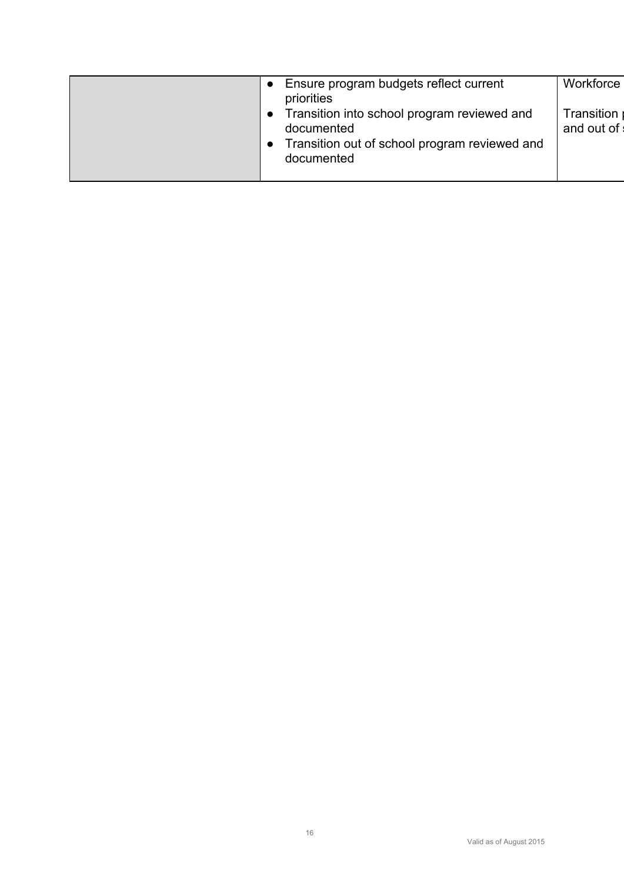| | | |
|---|---|---|
| | • Ensure program budgets reflect current priorities<br>• Transition into school program reviewed and documented<br>• Transition out of school program reviewed and documented | Workforce<br><br>Transition and out of |

Valid as of August 2015